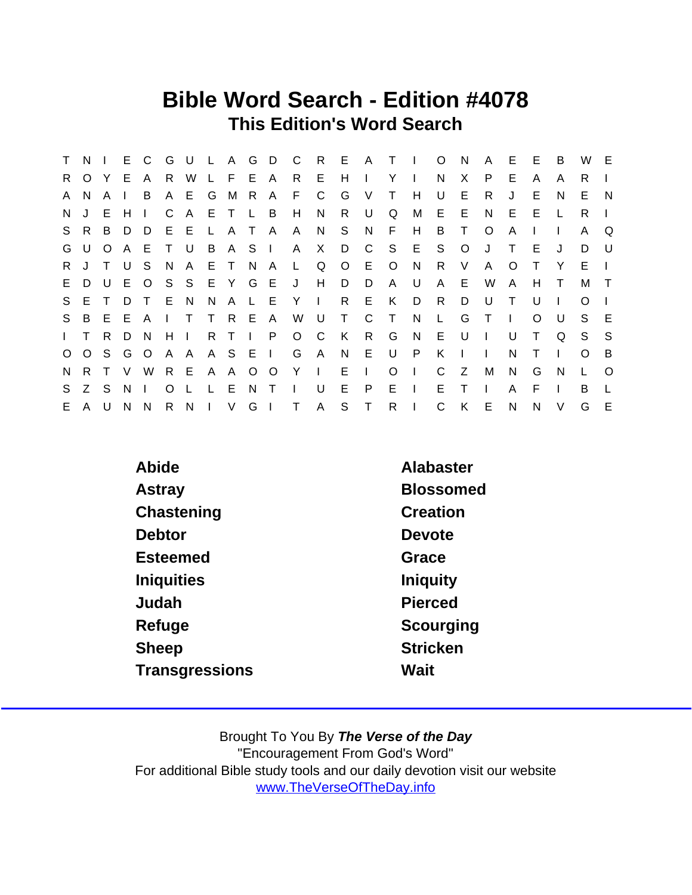# Bible Word Search - Edition #4078

## This Edition's Word Search

```
T N I E C G U L A G D C R E A T I O N A E E B W E
R O Y E A R W L F E A R E H I Y I N X P E A A R I
A N A I B A E G M R A F C G V T H U E R J E N E N
N J E H I C A E T L B H N R U Q M E E N E E L R I
S R B D D E E L A T A A N S N F H B T O A I I A Q
G U O A E T U B A S I A X D C S E S O J T E J D U
R J T U S N A E T N A L Q O E O N R V A O T Y E I
E D U E O S S E Y G E J H D D A U A E W A H T M T
S E T D T E N N A L E Y I R E K D R D U T U I O I
S B E E A I T T R E A W U T C T N L G T I O U S E
I T R D N H I R T I P O C K R G N E U I U T Q S S
O O S G O A A A S E I G A N E U P K I I N T I O B
N R T V W R E A A O O Y I E I O I C Z M N G N L O
S Z S N I O L L E N T I U E P E I E T I A F I B L
E A U N N R N I V G I T A S T R I C K E N N V G E
```

| | |
|---|---|
| Abide | Alabaster |
| Astray | Blossomed |
| Chastening | Creation |
| Debtor | Devote |
| Esteemed | Grace |
| Iniquities | Iniquity |
| Judah | Pierced |
| Refuge | Scourging |
| Sheep | Stricken |
| Transgressions | Wait |

Brought To You By ***The Verse of the Day***
"Encouragement From God's Word"
For additional Bible study tools and our daily devotion visit our website
www.TheVerseOfTheDay.info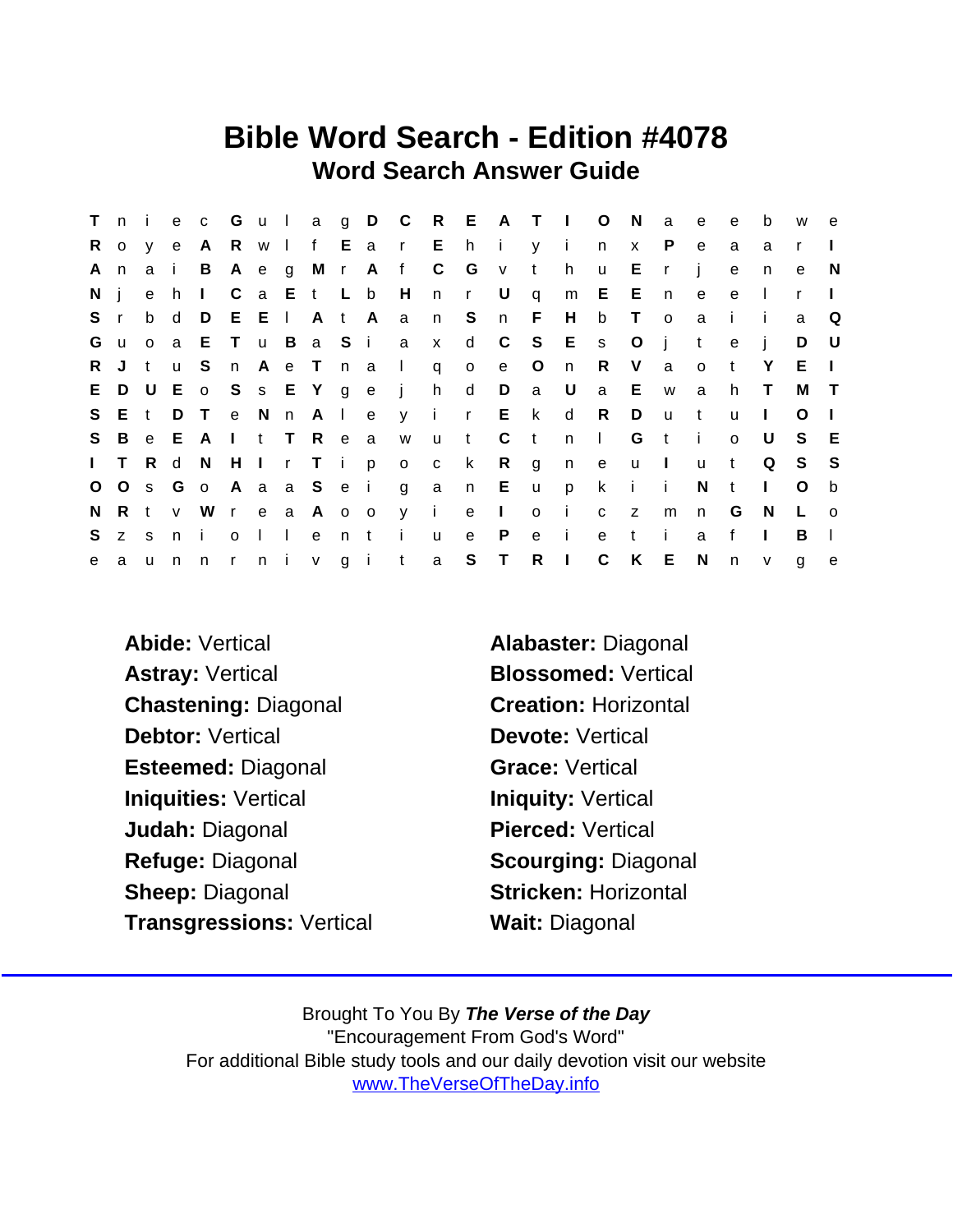# Bible Word Search - Edition #4078

## Word Search Answer Guide

```
T n i e c G u l a g D C R E A T I O N a e e b w e
R o y e A R w l f E a r E h i y i n x P e a a r I
A n a i B A e g M r A f C G v t h u E r j e n e N
N j e h I C a E t L b H n r U q m E E n e e l r I
S r b d D E E l A t A a n S n F H b T o a i i a Q
G u o a E T u B a S i a x d C S E s O j t e j D U
R J t u S n A e T n a l q o e O n R V a o t Y E I
E D U E o S s E Y g e j h d D a U a E w a h T M T
S E t D T e N n A l e y i r E k d R D u t u I O I
S B e E A I t T R e a w u t C t n l G t i o U S E
I T R d N H I r T i p o c k R g n e u I u t Q S S
O O s G o A a a S e i g a n E u p k i i N t I O b
N R t v W r e a A o o y i e I o i c z m n G N L o
S z s n i o l l e n t i u e P e i e t i a f I B l
e a u n n r n i v g i t a S T R I C K E N n v g e
```

**Abide:** Vertical

**Alabaster:** Diagonal

**Astray:** Vertical

**Blossomed:** Vertical

**Chastening:** Diagonal

**Creation:** Horizontal

**Debtor:** Vertical

**Devote:** Vertical

**Esteemed:** Diagonal

**Grace:** Vertical

**Iniquities:** Vertical

**Iniquity:** Vertical

**Judah:** Diagonal

**Pierced:** Vertical

**Refuge:** Diagonal

**Scourging:** Diagonal

**Sheep:** Diagonal

**Stricken:** Horizontal

**Transgressions:** Vertical

**Wait:** Diagonal

---

Brought To You By ***The Verse of the Day***
"Encouragement From God's Word"
For additional Bible study tools and our daily devotion visit our website
www.TheVerseOfTheDay.info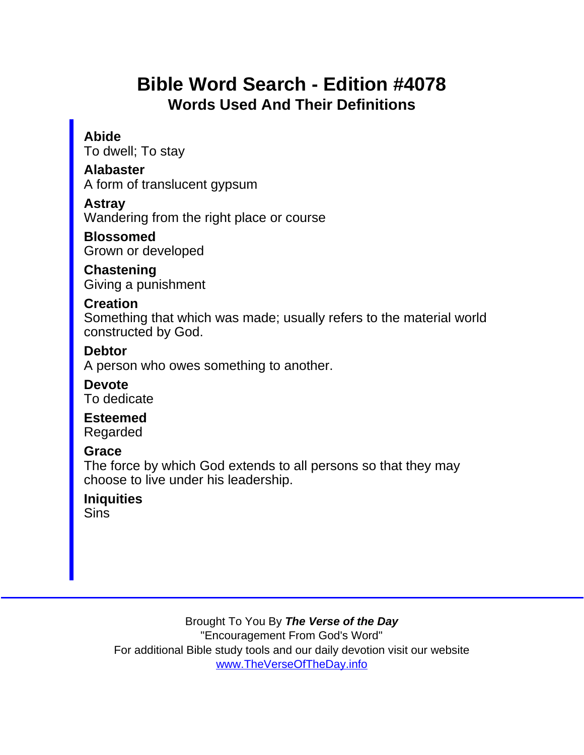# Bible Word Search - Edition #4078

## Words Used And Their Definitions

**Abide**
To dwell; To stay

**Alabaster**
A form of translucent gypsum

**Astray**
Wandering from the right place or course

**Blossomed**
Grown or developed

**Chastening**
Giving a punishment

**Creation**
Something that which was made; usually refers to the material world constructed by God.

**Debtor**
A person who owes something to another.

**Devote**
To dedicate

**Esteemed**
Regarded

**Grace**
The force by which God extends to all persons so that they may choose to live under his leadership.

**Iniquities**
Sins

---

Brought To You By ***The Verse of the Day***
"Encouragement From God's Word"
For additional Bible study tools and our daily devotion visit our website
[www.TheVerseOfTheDay.info](www.TheVerseOfTheDay.info)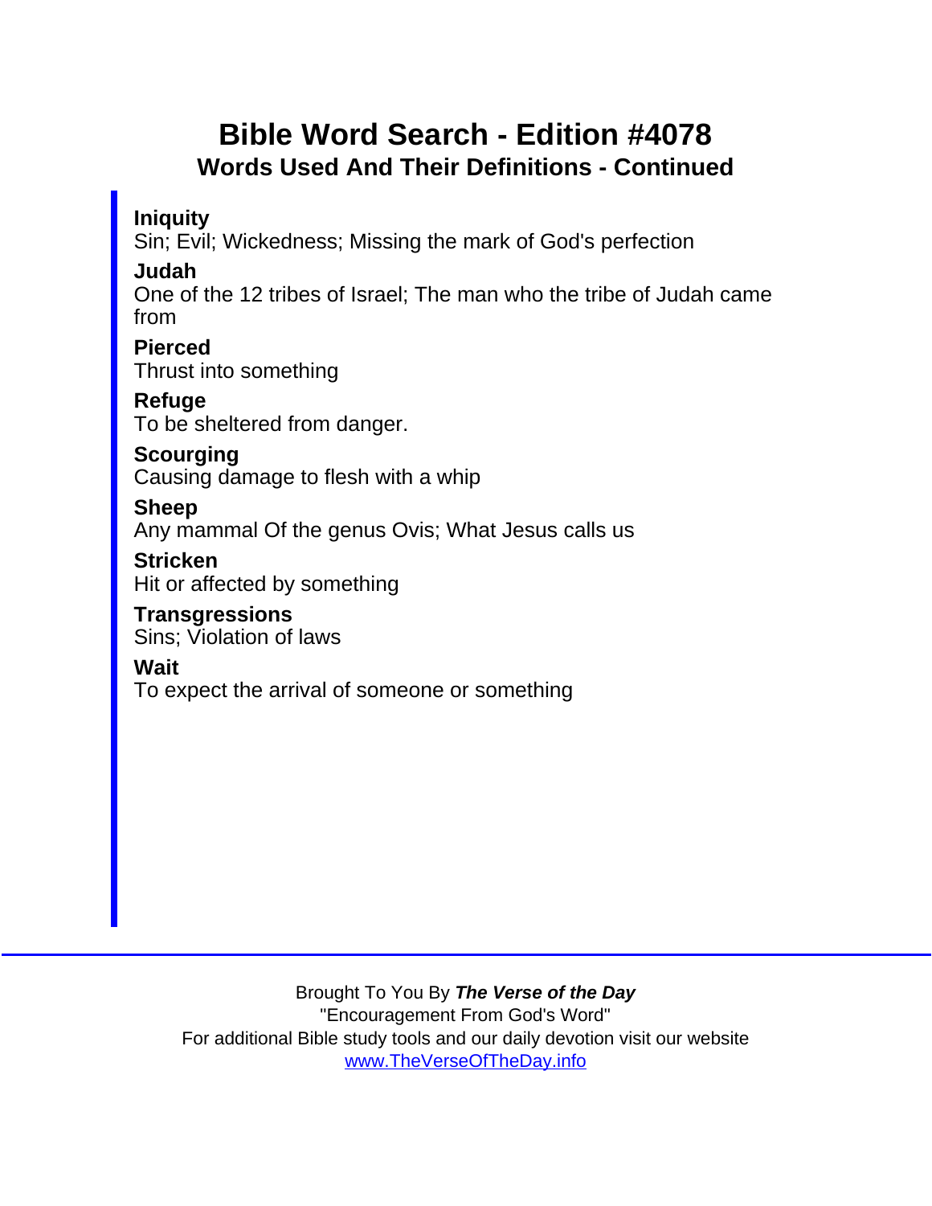# Bible Word Search - Edition #4078

## Words Used And Their Definitions - Continued

**Iniquity**
Sin; Evil; Wickedness; Missing the mark of God's perfection

**Judah**
One of the 12 tribes of Israel; The man who the tribe of Judah came from

**Pierced**
Thrust into something

**Refuge**
To be sheltered from danger.

**Scourging**
Causing damage to flesh with a whip

**Sheep**
Any mammal Of the genus Ovis; What Jesus calls us

**Stricken**
Hit or affected by something

**Transgressions**
Sins; Violation of laws

**Wait**
To expect the arrival of someone or something

---

Brought To You By ***The Verse of the Day***
"Encouragement From God's Word"
For additional Bible study tools and our daily devotion visit our website
www.TheVerseOfTheDay.info